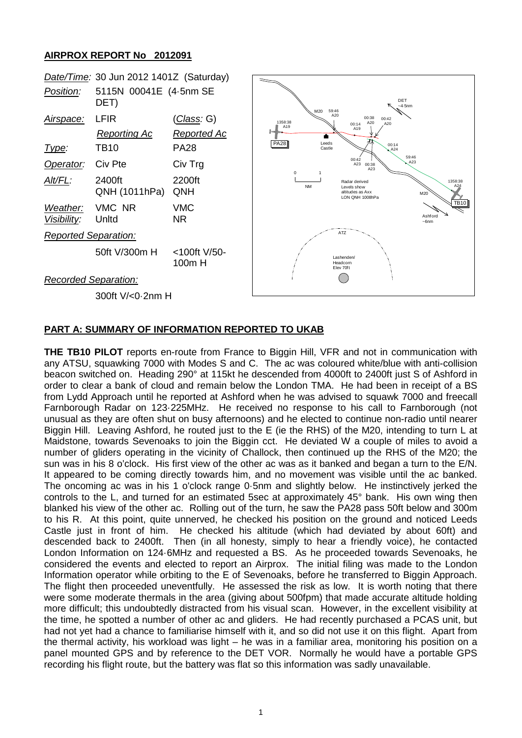## AIRPROX REPORT No 2012091

| | | |
|---|---|---|
| *Date/Time:* | 30 Jun 2012 1401Z (Saturday) | |
| *Position:* | 5115N 00041E (4·5nm SE DET) | |
| *Airspace:* | LFIR | (*Class:* G) |
| | *Reporting Ac* | *Reported Ac* |
| *Type:* | TB10 | PA28 |
| *Operator:* | Civ Pte | Civ Trg |
| *Alt/FL:* | 2400ft QNH (1011hPa) | 2200ft QNH |
| *Weather:* | VMC NR | VMC |
| *Visibility:* | Unltd | NR |
| *Reported Separation:* | | |
| | 50ft V/300m H | <100ft V/50-100m H |
| *Recorded Separation:* | | |
| | 300ft V/<0·2nm H | |

### PART A: SUMMARY OF INFORMATION REPORTED TO UKAB

**THE TB10 PILOT** reports en-route from France to Biggin Hill, VFR and not in communication with any ATSU, squawking 7000 with Modes S and C. The ac was coloured white/blue with anti-collision beacon switched on. Heading 290° at 115kt he descended from 4000ft to 2400ft just S of Ashford in order to clear a bank of cloud and remain below the London TMA. He had been in receipt of a BS from Lydd Approach until he reported at Ashford when he was advised to squawk 7000 and freecall Farnborough Radar on 123·225MHz. He received no response to his call to Farnborough (not unusual as they are often shut on busy afternoons) and he elected to continue non-radio until nearer Biggin Hill. Leaving Ashford, he routed just to the E (ie the RHS) of the M20, intending to turn L at Maidstone, towards Sevenoaks to join the Biggin cct. He deviated W a couple of miles to avoid a number of gliders operating in the vicinity of Challock, then continued up the RHS of the M20; the sun was in his 8 o'clock. His first view of the other ac was as it banked and began a turn to the E/N. It appeared to be coming directly towards him, and no movement was visible until the ac banked. The oncoming ac was in his 1 o'clock range 0·5nm and slightly below. He instinctively jerked the controls to the L, and turned for an estimated 5sec at approximately 45° bank. His own wing then blanked his view of the other ac. Rolling out of the turn, he saw the PA28 pass 50ft below and 300m to his R. At this point, quite unnerved, he checked his position on the ground and noticed Leeds Castle just in front of him. He checked his altitude (which had deviated by about 60ft) and descended back to 2400ft. Then (in all honesty, simply to hear a friendly voice), he contacted London Information on 124·6MHz and requested a BS. As he proceeded towards Sevenoaks, he considered the events and elected to report an Airprox. The initial filing was made to the London Information operator while orbiting to the E of Sevenoaks, before he transferred to Biggin Approach. The flight then proceeded uneventfully. He assessed the risk as low. It is worth noting that there were some moderate thermals in the area (giving about 500fpm) that made accurate altitude holding more difficult; this undoubtedly distracted from his visual scan. However, in the excellent visibility at the time, he spotted a number of other ac and gliders. He had recently purchased a PCAS unit, but had not yet had a chance to familiarise himself with it, and so did not use it on this flight. Apart from the thermal activity, his workload was light – he was in a familiar area, monitoring his position on a panel mounted GPS and by reference to the DET VOR. Normally he would have a portable GPS recording his flight route, but the battery was flat so this information was sadly unavailable.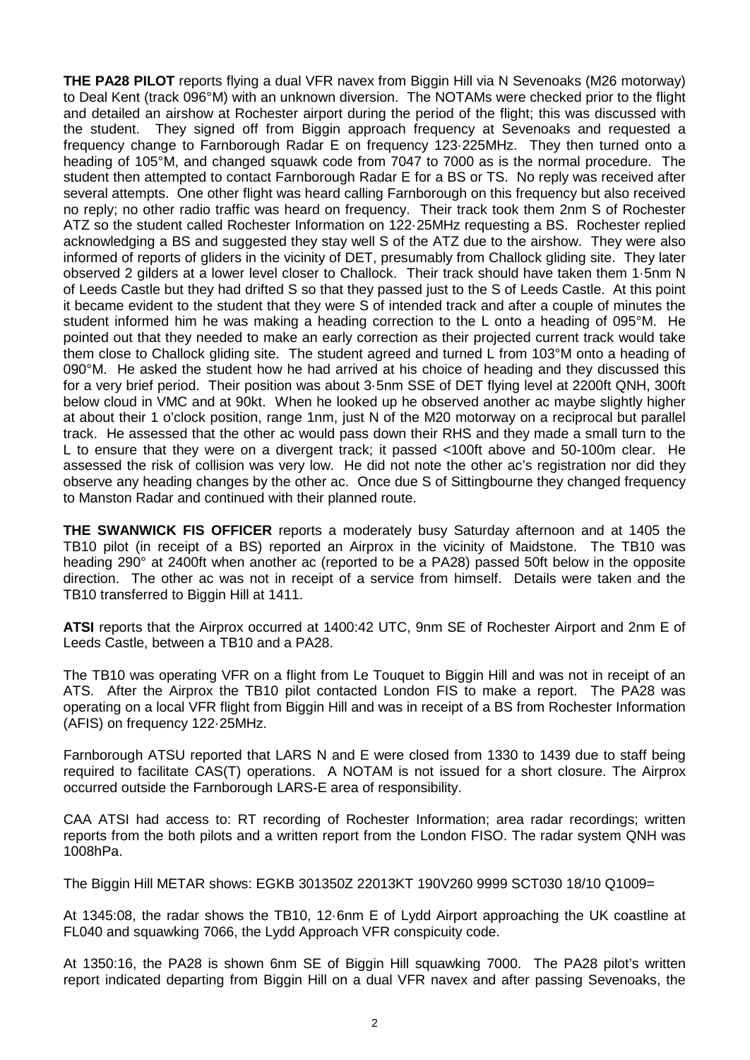**THE PA28 PILOT** reports flying a dual VFR navex from Biggin Hill via N Sevenoaks (M26 motorway) to Deal Kent (track 096°M) with an unknown diversion. The NOTAMs were checked prior to the flight and detailed an airshow at Rochester airport during the period of the flight; this was discussed with the student. They signed off from Biggin approach frequency at Sevenoaks and requested a frequency change to Farnborough Radar E on frequency 123·225MHz. They then turned onto a heading of 105°M, and changed squawk code from 7047 to 7000 as is the normal procedure. The student then attempted to contact Farnborough Radar E for a BS or TS. No reply was received after several attempts. One other flight was heard calling Farnborough on this frequency but also received no reply; no other radio traffic was heard on frequency. Their track took them 2nm S of Rochester ATZ so the student called Rochester Information on 122·25MHz requesting a BS. Rochester replied acknowledging a BS and suggested they stay well S of the ATZ due to the airshow. They were also informed of reports of gliders in the vicinity of DET, presumably from Challock gliding site. They later observed 2 gilders at a lower level closer to Challock. Their track should have taken them 1·5nm N of Leeds Castle but they had drifted S so that they passed just to the S of Leeds Castle. At this point it became evident to the student that they were S of intended track and after a couple of minutes the student informed him he was making a heading correction to the L onto a heading of 095°M. He pointed out that they needed to make an early correction as their projected current track would take them close to Challock gliding site. The student agreed and turned L from 103°M onto a heading of 090°M. He asked the student how he had arrived at his choice of heading and they discussed this for a very brief period. Their position was about 3·5nm SSE of DET flying level at 2200ft QNH, 300ft below cloud in VMC and at 90kt. When he looked up he observed another ac maybe slightly higher at about their 1 o'clock position, range 1nm, just N of the M20 motorway on a reciprocal but parallel track. He assessed that the other ac would pass down their RHS and they made a small turn to the L to ensure that they were on a divergent track; it passed <100ft above and 50-100m clear. He assessed the risk of collision was very low. He did not note the other ac's registration nor did they observe any heading changes by the other ac. Once due S of Sittingbourne they changed frequency to Manston Radar and continued with their planned route.

**THE SWANWICK FIS OFFICER** reports a moderately busy Saturday afternoon and at 1405 the TB10 pilot (in receipt of a BS) reported an Airprox in the vicinity of Maidstone. The TB10 was heading 290° at 2400ft when another ac (reported to be a PA28) passed 50ft below in the opposite direction. The other ac was not in receipt of a service from himself. Details were taken and the TB10 transferred to Biggin Hill at 1411.

**ATSI** reports that the Airprox occurred at 1400:42 UTC, 9nm SE of Rochester Airport and 2nm E of Leeds Castle, between a TB10 and a PA28.

The TB10 was operating VFR on a flight from Le Touquet to Biggin Hill and was not in receipt of an ATS. After the Airprox the TB10 pilot contacted London FIS to make a report. The PA28 was operating on a local VFR flight from Biggin Hill and was in receipt of a BS from Rochester Information (AFIS) on frequency 122·25MHz.

Farnborough ATSU reported that LARS N and E were closed from 1330 to 1439 due to staff being required to facilitate CAS(T) operations. A NOTAM is not issued for a short closure. The Airprox occurred outside the Farnborough LARS-E area of responsibility.

CAA ATSI had access to: RT recording of Rochester Information; area radar recordings; written reports from the both pilots and a written report from the London FISO. The radar system QNH was 1008hPa.

The Biggin Hill METAR shows: EGKB 301350Z 22013KT 190V260 9999 SCT030 18/10 Q1009=

At 1345:08, the radar shows the TB10, 12·6nm E of Lydd Airport approaching the UK coastline at FL040 and squawking 7066, the Lydd Approach VFR conspicuity code.

At 1350:16, the PA28 is shown 6nm SE of Biggin Hill squawking 7000. The PA28 pilot's written report indicated departing from Biggin Hill on a dual VFR navex and after passing Sevenoaks, the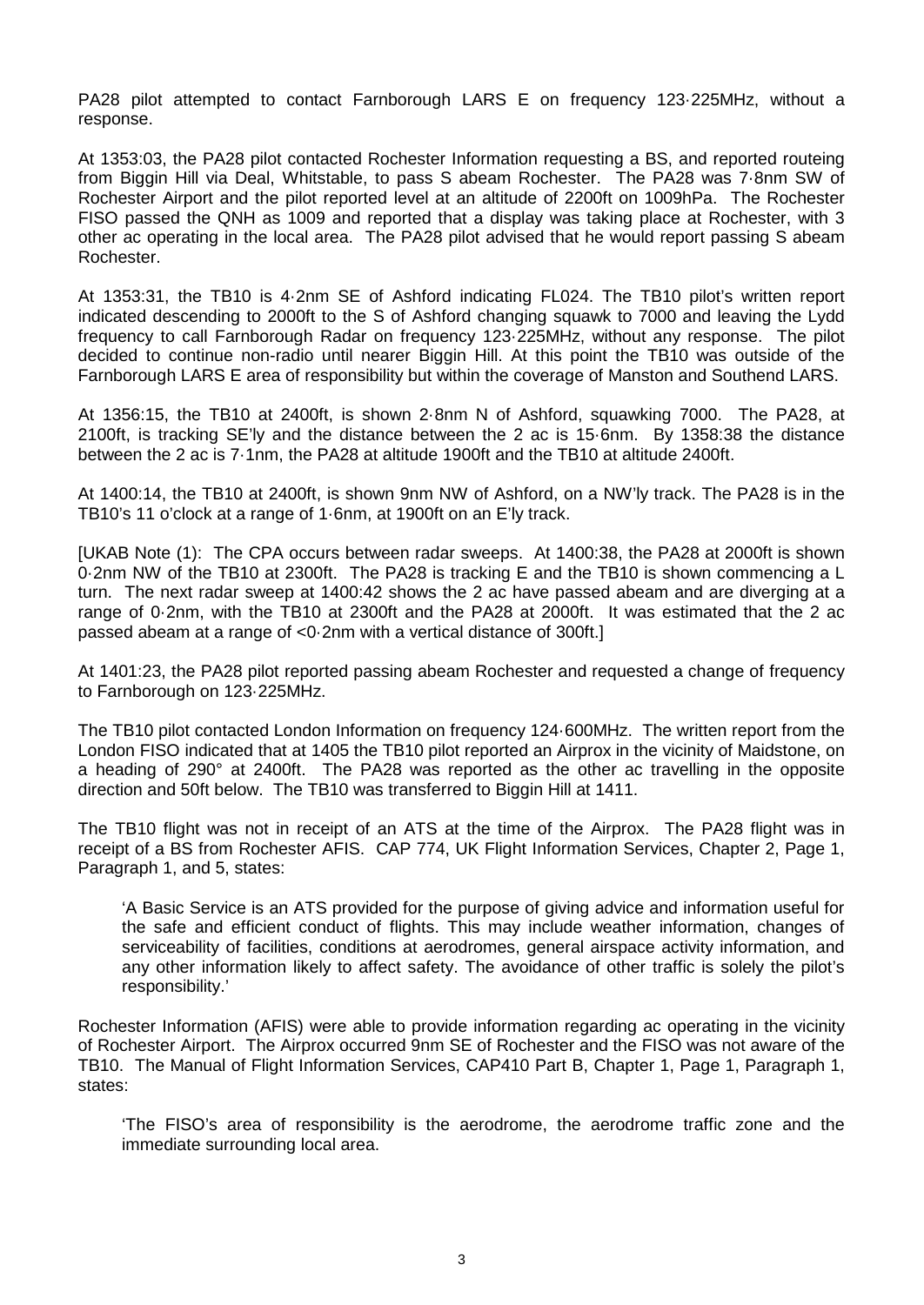PA28 pilot attempted to contact Farnborough LARS E on frequency 123·225MHz, without a response.

At 1353:03, the PA28 pilot contacted Rochester Information requesting a BS, and reported routeing from Biggin Hill via Deal, Whitstable, to pass S abeam Rochester. The PA28 was 7·8nm SW of Rochester Airport and the pilot reported level at an altitude of 2200ft on 1009hPa. The Rochester FISO passed the QNH as 1009 and reported that a display was taking place at Rochester, with 3 other ac operating in the local area. The PA28 pilot advised that he would report passing S abeam Rochester.

At 1353:31, the TB10 is 4·2nm SE of Ashford indicating FL024. The TB10 pilot's written report indicated descending to 2000ft to the S of Ashford changing squawk to 7000 and leaving the Lydd frequency to call Farnborough Radar on frequency 123·225MHz, without any response. The pilot decided to continue non-radio until nearer Biggin Hill. At this point the TB10 was outside of the Farnborough LARS E area of responsibility but within the coverage of Manston and Southend LARS.

At 1356:15, the TB10 at 2400ft, is shown 2·8nm N of Ashford, squawking 7000. The PA28, at 2100ft, is tracking SE'ly and the distance between the 2 ac is 15·6nm. By 1358:38 the distance between the 2 ac is 7·1nm, the PA28 at altitude 1900ft and the TB10 at altitude 2400ft.

At 1400:14, the TB10 at 2400ft, is shown 9nm NW of Ashford, on a NW'ly track. The PA28 is in the TB10's 11 o'clock at a range of 1·6nm, at 1900ft on an E'ly track.

[UKAB Note (1): The CPA occurs between radar sweeps. At 1400:38, the PA28 at 2000ft is shown 0·2nm NW of the TB10 at 2300ft. The PA28 is tracking E and the TB10 is shown commencing a L turn. The next radar sweep at 1400:42 shows the 2 ac have passed abeam and are diverging at a range of 0·2nm, with the TB10 at 2300ft and the PA28 at 2000ft. It was estimated that the 2 ac passed abeam at a range of <0·2nm with a vertical distance of 300ft.]

At 1401:23, the PA28 pilot reported passing abeam Rochester and requested a change of frequency to Farnborough on 123·225MHz.

The TB10 pilot contacted London Information on frequency 124·600MHz. The written report from the London FISO indicated that at 1405 the TB10 pilot reported an Airprox in the vicinity of Maidstone, on a heading of 290° at 2400ft. The PA28 was reported as the other ac travelling in the opposite direction and 50ft below. The TB10 was transferred to Biggin Hill at 1411.

The TB10 flight was not in receipt of an ATS at the time of the Airprox. The PA28 flight was in receipt of a BS from Rochester AFIS. CAP 774, UK Flight Information Services, Chapter 2, Page 1, Paragraph 1, and 5, states:

> 'A Basic Service is an ATS provided for the purpose of giving advice and information useful for the safe and efficient conduct of flights. This may include weather information, changes of serviceability of facilities, conditions at aerodromes, general airspace activity information, and any other information likely to affect safety. The avoidance of other traffic is solely the pilot's responsibility.'

Rochester Information (AFIS) were able to provide information regarding ac operating in the vicinity of Rochester Airport. The Airprox occurred 9nm SE of Rochester and the FISO was not aware of the TB10. The Manual of Flight Information Services, CAP410 Part B, Chapter 1, Page 1, Paragraph 1, states:

> 'The FISO's area of responsibility is the aerodrome, the aerodrome traffic zone and the immediate surrounding local area.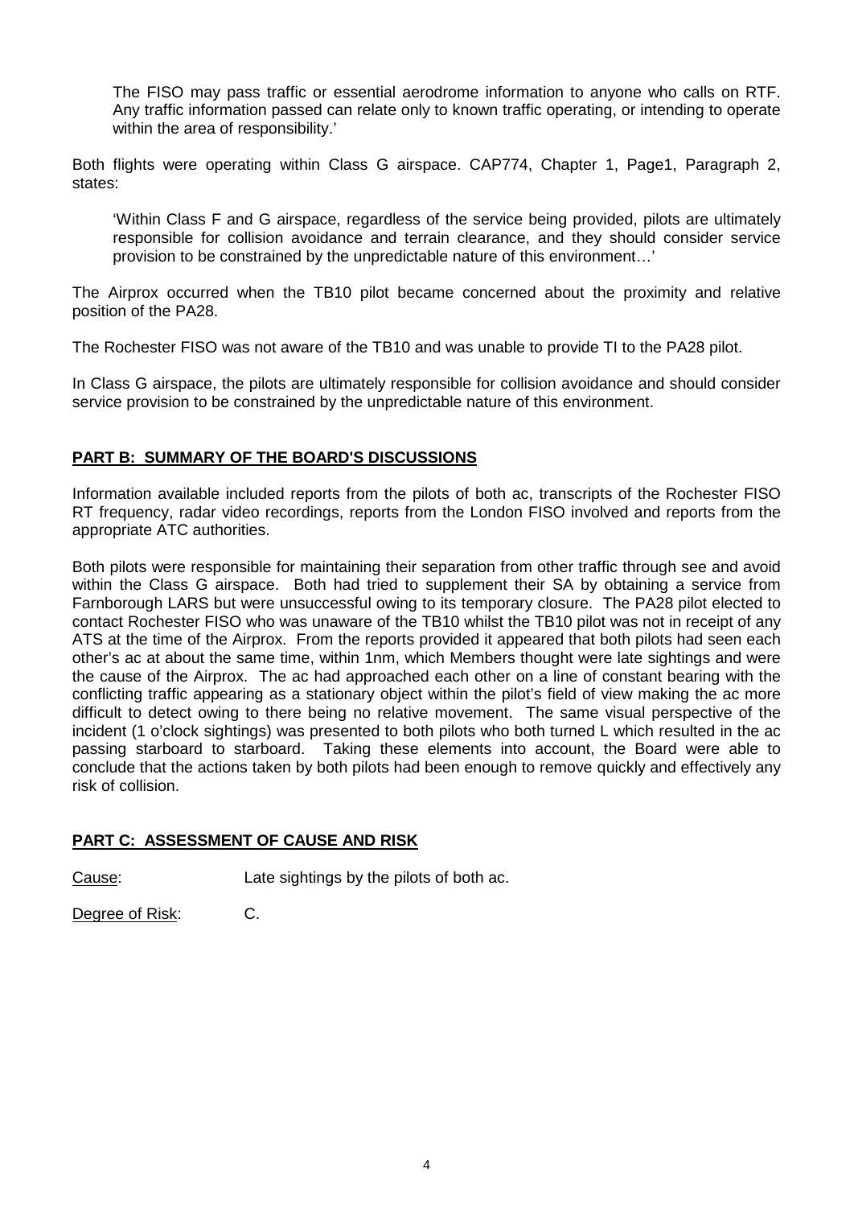> The FISO may pass traffic or essential aerodrome information to anyone who calls on RTF. Any traffic information passed can relate only to known traffic operating, or intending to operate within the area of responsibility.'

Both flights were operating within Class G airspace. CAP774, Chapter 1, Page1, Paragraph 2, states:

> 'Within Class F and G airspace, regardless of the service being provided, pilots are ultimately responsible for collision avoidance and terrain clearance, and they should consider service provision to be constrained by the unpredictable nature of this environment…'

The Airprox occurred when the TB10 pilot became concerned about the proximity and relative position of the PA28.

The Rochester FISO was not aware of the TB10 and was unable to provide TI to the PA28 pilot.

In Class G airspace, the pilots are ultimately responsible for collision avoidance and should consider service provision to be constrained by the unpredictable nature of this environment.

## PART B: SUMMARY OF THE BOARD'S DISCUSSIONS

Information available included reports from the pilots of both ac, transcripts of the Rochester FISO RT frequency, radar video recordings, reports from the London FISO involved and reports from the appropriate ATC authorities.

Both pilots were responsible for maintaining their separation from other traffic through see and avoid within the Class G airspace. Both had tried to supplement their SA by obtaining a service from Farnborough LARS but were unsuccessful owing to its temporary closure. The PA28 pilot elected to contact Rochester FISO who was unaware of the TB10 whilst the TB10 pilot was not in receipt of any ATS at the time of the Airprox. From the reports provided it appeared that both pilots had seen each other's ac at about the same time, within 1nm, which Members thought were late sightings and were the cause of the Airprox. The ac had approached each other on a line of constant bearing with the conflicting traffic appearing as a stationary object within the pilot's field of view making the ac more difficult to detect owing to there being no relative movement. The same visual perspective of the incident (1 o'clock sightings) was presented to both pilots who both turned L which resulted in the ac passing starboard to starboard. Taking these elements into account, the Board were able to conclude that the actions taken by both pilots had been enough to remove quickly and effectively any risk of collision.

## PART C: ASSESSMENT OF CAUSE AND RISK

Cause: Late sightings by the pilots of both ac.

Degree of Risk: C.